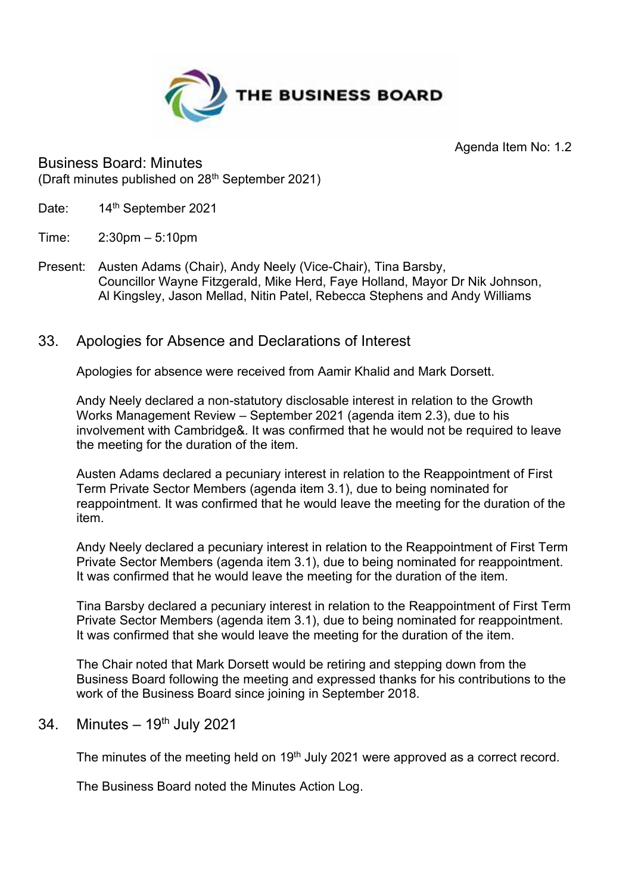THE BUSINESS BOARD

Agenda Item No: 1.2

# Business Board: Minutes

(Draft minutes published on 28th September 2021)

Date: 14th September 2021

Time: 2:30pm – 5:10pm

Present: Austen Adams (Chair), Andy Neely (Vice-Chair), Tina Barsby, Councillor Wayne Fitzgerald, Mike Herd, Faye Holland, Mayor Dr Nik Johnson, Al Kingsley, Jason Mellad, Nitin Patel, Rebecca Stephens and Andy Williams

## 33. Apologies for Absence and Declarations of Interest

Apologies for absence were received from Aamir Khalid and Mark Dorsett.

Andy Neely declared a non-statutory disclosable interest in relation to the Growth Works Management Review – September 2021 (agenda item 2.3), due to his involvement with Cambridge&. It was confirmed that he would not be required to leave the meeting for the duration of the item.

Austen Adams declared a pecuniary interest in relation to the Reappointment of First Term Private Sector Members (agenda item 3.1), due to being nominated for reappointment. It was confirmed that he would leave the meeting for the duration of the item.

Andy Neely declared a pecuniary interest in relation to the Reappointment of First Term Private Sector Members (agenda item 3.1), due to being nominated for reappointment. It was confirmed that he would leave the meeting for the duration of the item.

Tina Barsby declared a pecuniary interest in relation to the Reappointment of First Term Private Sector Members (agenda item 3.1), due to being nominated for reappointment. It was confirmed that she would leave the meeting for the duration of the item.

The Chair noted that Mark Dorsett would be retiring and stepping down from the Business Board following the meeting and expressed thanks for his contributions to the work of the Business Board since joining in September 2018.

## 34. Minutes – 19th July 2021

The minutes of the meeting held on 19th July 2021 were approved as a correct record.

The Business Board noted the Minutes Action Log.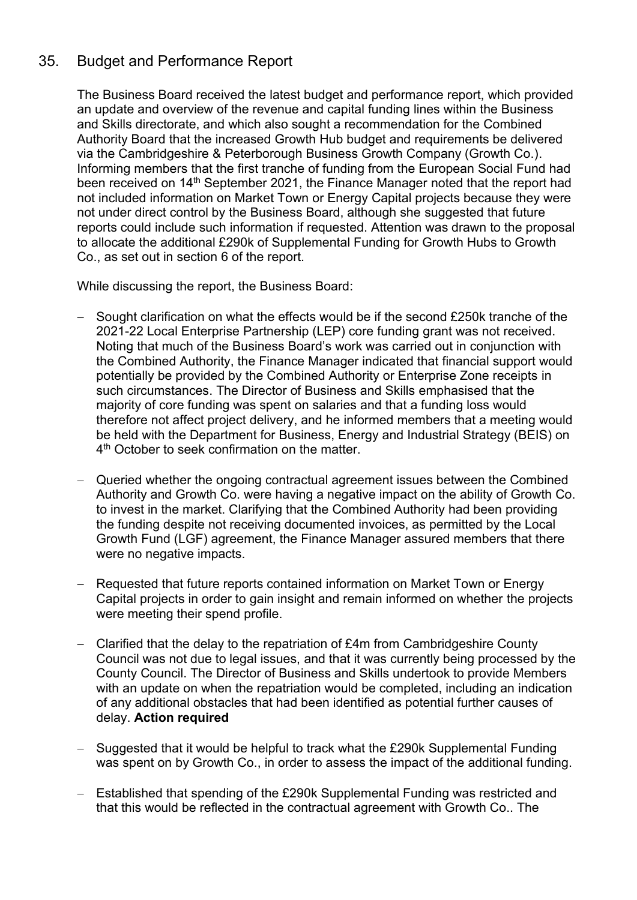## 35. Budget and Performance Report

The Business Board received the latest budget and performance report, which provided an update and overview of the revenue and capital funding lines within the Business and Skills directorate, and which also sought a recommendation for the Combined Authority Board that the increased Growth Hub budget and requirements be delivered via the Cambridgeshire & Peterborough Business Growth Company (Growth Co.). Informing members that the first tranche of funding from the European Social Fund had been received on 14th September 2021, the Finance Manager noted that the report had not included information on Market Town or Energy Capital projects because they were not under direct control by the Business Board, although she suggested that future reports could include such information if requested. Attention was drawn to the proposal to allocate the additional £290k of Supplemental Funding for Growth Hubs to Growth Co., as set out in section 6 of the report.

While discussing the report, the Business Board:

- Sought clarification on what the effects would be if the second £250k tranche of the 2021-22 Local Enterprise Partnership (LEP) core funding grant was not received. Noting that much of the Business Board's work was carried out in conjunction with the Combined Authority, the Finance Manager indicated that financial support would potentially be provided by the Combined Authority or Enterprise Zone receipts in such circumstances. The Director of Business and Skills emphasised that the majority of core funding was spent on salaries and that a funding loss would therefore not affect project delivery, and he informed members that a meeting would be held with the Department for Business, Energy and Industrial Strategy (BEIS) on 4th October to seek confirmation on the matter.

- Queried whether the ongoing contractual agreement issues between the Combined Authority and Growth Co. were having a negative impact on the ability of Growth Co. to invest in the market. Clarifying that the Combined Authority had been providing the funding despite not receiving documented invoices, as permitted by the Local Growth Fund (LGF) agreement, the Finance Manager assured members that there were no negative impacts.

- Requested that future reports contained information on Market Town or Energy Capital projects in order to gain insight and remain informed on whether the projects were meeting their spend profile.

- Clarified that the delay to the repatriation of £4m from Cambridgeshire County Council was not due to legal issues, and that it was currently being processed by the County Council. The Director of Business and Skills undertook to provide Members with an update on when the repatriation would be completed, including an indication of any additional obstacles that had been identified as potential further causes of delay. **Action required**

- Suggested that it would be helpful to track what the £290k Supplemental Funding was spent on by Growth Co., in order to assess the impact of the additional funding.

- Established that spending of the £290k Supplemental Funding was restricted and that this would be reflected in the contractual agreement with Growth Co.. The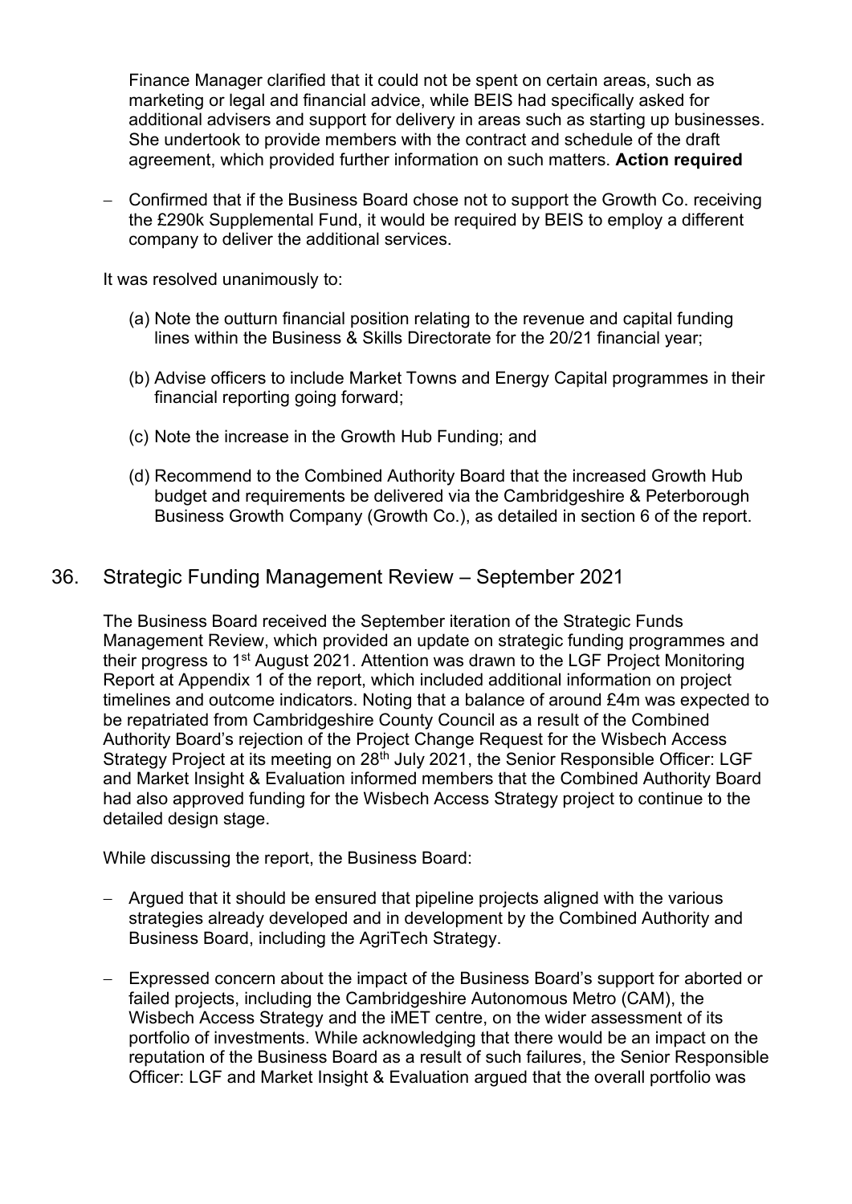Finance Manager clarified that it could not be spent on certain areas, such as marketing or legal and financial advice, while BEIS had specifically asked for additional advisers and support for delivery in areas such as starting up businesses. She undertook to provide members with the contract and schedule of the draft agreement, which provided further information on such matters. **Action required**

- Confirmed that if the Business Board chose not to support the Growth Co. receiving the £290k Supplemental Fund, it would be required by BEIS to employ a different company to deliver the additional services.

It was resolved unanimously to:

(a) Note the outturn financial position relating to the revenue and capital funding lines within the Business & Skills Directorate for the 20/21 financial year;

(b) Advise officers to include Market Towns and Energy Capital programmes in their financial reporting going forward;

(c) Note the increase in the Growth Hub Funding; and

(d) Recommend to the Combined Authority Board that the increased Growth Hub budget and requirements be delivered via the Cambridgeshire & Peterborough Business Growth Company (Growth Co.), as detailed in section 6 of the report.

## 36. Strategic Funding Management Review – September 2021

The Business Board received the September iteration of the Strategic Funds Management Review, which provided an update on strategic funding programmes and their progress to 1st August 2021. Attention was drawn to the LGF Project Monitoring Report at Appendix 1 of the report, which included additional information on project timelines and outcome indicators. Noting that a balance of around £4m was expected to be repatriated from Cambridgeshire County Council as a result of the Combined Authority Board's rejection of the Project Change Request for the Wisbech Access Strategy Project at its meeting on 28th July 2021, the Senior Responsible Officer: LGF and Market Insight & Evaluation informed members that the Combined Authority Board had also approved funding for the Wisbech Access Strategy project to continue to the detailed design stage.

While discussing the report, the Business Board:

- Argued that it should be ensured that pipeline projects aligned with the various strategies already developed and in development by the Combined Authority and Business Board, including the AgriTech Strategy.

- Expressed concern about the impact of the Business Board's support for aborted or failed projects, including the Cambridgeshire Autonomous Metro (CAM), the Wisbech Access Strategy and the iMET centre, on the wider assessment of its portfolio of investments. While acknowledging that there would be an impact on the reputation of the Business Board as a result of such failures, the Senior Responsible Officer: LGF and Market Insight & Evaluation argued that the overall portfolio was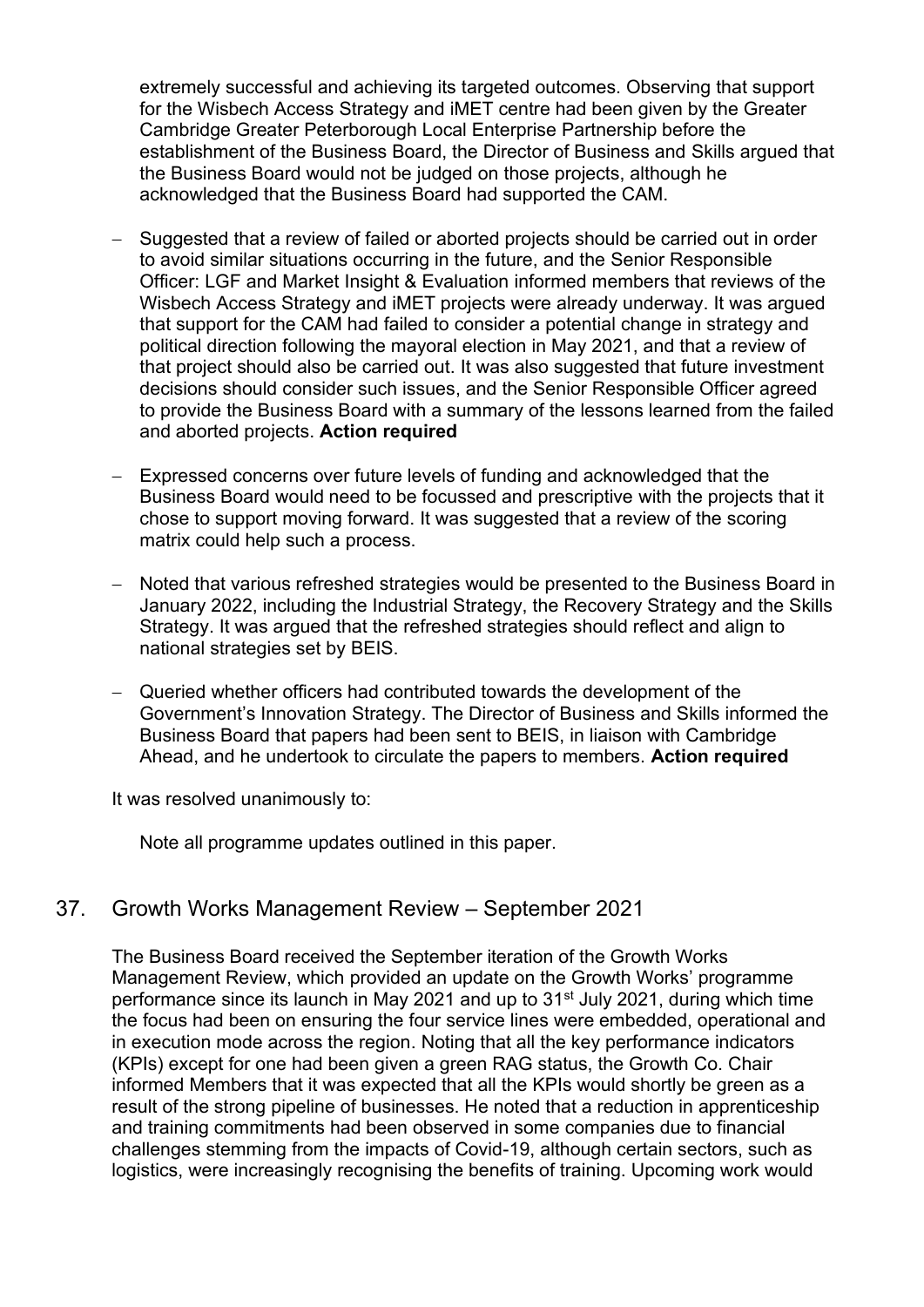extremely successful and achieving its targeted outcomes. Observing that support for the Wisbech Access Strategy and iMET centre had been given by the Greater Cambridge Greater Peterborough Local Enterprise Partnership before the establishment of the Business Board, the Director of Business and Skills argued that the Business Board would not be judged on those projects, although he acknowledged that the Business Board had supported the CAM.

- Suggested that a review of failed or aborted projects should be carried out in order to avoid similar situations occurring in the future, and the Senior Responsible Officer: LGF and Market Insight & Evaluation informed members that reviews of the Wisbech Access Strategy and iMET projects were already underway. It was argued that support for the CAM had failed to consider a potential change in strategy and political direction following the mayoral election in May 2021, and that a review of that project should also be carried out. It was also suggested that future investment decisions should consider such issues, and the Senior Responsible Officer agreed to provide the Business Board with a summary of the lessons learned from the failed and aborted projects. **Action required**

- Expressed concerns over future levels of funding and acknowledged that the Business Board would need to be focussed and prescriptive with the projects that it chose to support moving forward. It was suggested that a review of the scoring matrix could help such a process.

- Noted that various refreshed strategies would be presented to the Business Board in January 2022, including the Industrial Strategy, the Recovery Strategy and the Skills Strategy. It was argued that the refreshed strategies should reflect and align to national strategies set by BEIS.

- Queried whether officers had contributed towards the development of the Government's Innovation Strategy. The Director of Business and Skills informed the Business Board that papers had been sent to BEIS, in liaison with Cambridge Ahead, and he undertook to circulate the papers to members. **Action required**

It was resolved unanimously to:

Note all programme updates outlined in this paper.

## 37. Growth Works Management Review – September 2021

The Business Board received the September iteration of the Growth Works Management Review, which provided an update on the Growth Works' programme performance since its launch in May 2021 and up to 31st July 2021, during which time the focus had been on ensuring the four service lines were embedded, operational and in execution mode across the region. Noting that all the key performance indicators (KPIs) except for one had been given a green RAG status, the Growth Co. Chair informed Members that it was expected that all the KPIs would shortly be green as a result of the strong pipeline of businesses. He noted that a reduction in apprenticeship and training commitments had been observed in some companies due to financial challenges stemming from the impacts of Covid-19, although certain sectors, such as logistics, were increasingly recognising the benefits of training. Upcoming work would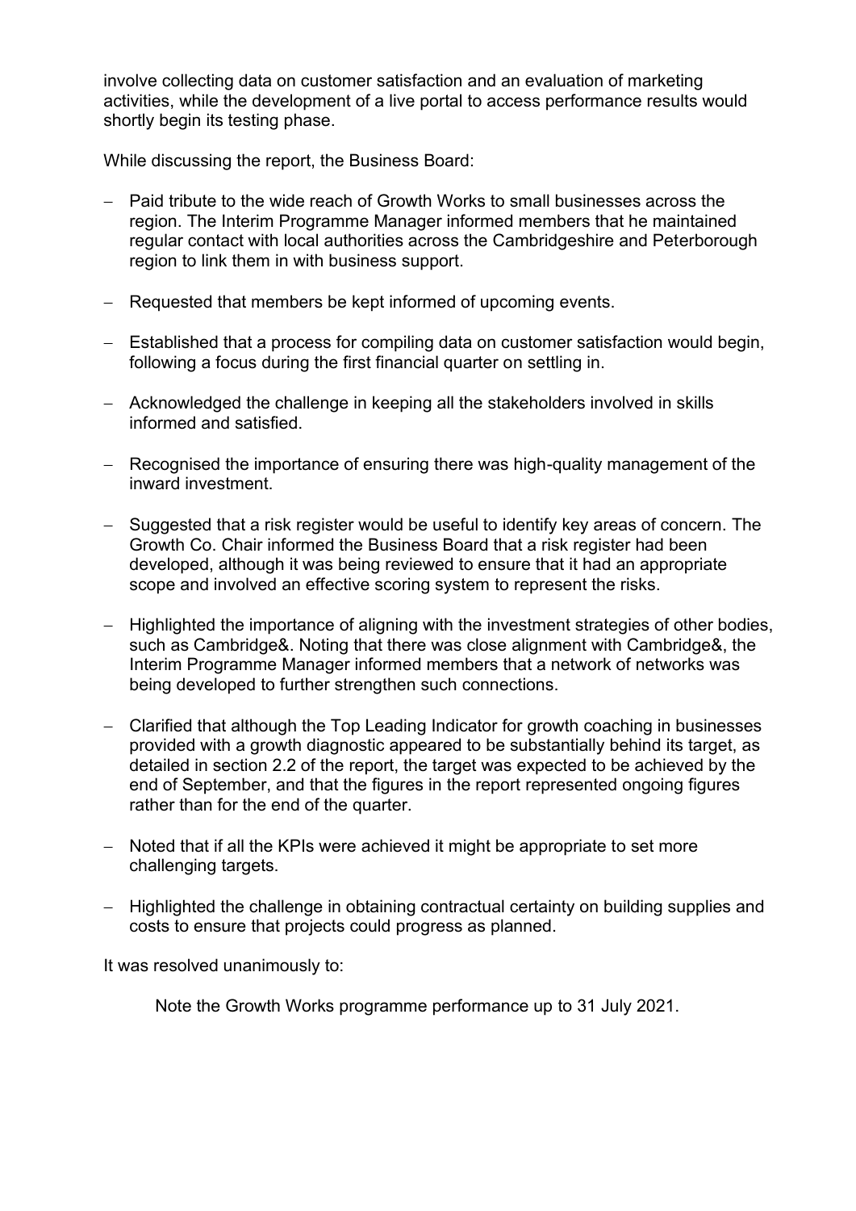involve collecting data on customer satisfaction and an evaluation of marketing activities, while the development of a live portal to access performance results would shortly begin its testing phase.

While discussing the report, the Business Board:

- Paid tribute to the wide reach of Growth Works to small businesses across the region. The Interim Programme Manager informed members that he maintained regular contact with local authorities across the Cambridgeshire and Peterborough region to link them in with business support.

- Requested that members be kept informed of upcoming events.

- Established that a process for compiling data on customer satisfaction would begin, following a focus during the first financial quarter on settling in.

- Acknowledged the challenge in keeping all the stakeholders involved in skills informed and satisfied.

- Recognised the importance of ensuring there was high-quality management of the inward investment.

- Suggested that a risk register would be useful to identify key areas of concern. The Growth Co. Chair informed the Business Board that a risk register had been developed, although it was being reviewed to ensure that it had an appropriate scope and involved an effective scoring system to represent the risks.

- Highlighted the importance of aligning with the investment strategies of other bodies, such as Cambridge&. Noting that there was close alignment with Cambridge&, the Interim Programme Manager informed members that a network of networks was being developed to further strengthen such connections.

- Clarified that although the Top Leading Indicator for growth coaching in businesses provided with a growth diagnostic appeared to be substantially behind its target, as detailed in section 2.2 of the report, the target was expected to be achieved by the end of September, and that the figures in the report represented ongoing figures rather than for the end of the quarter.

- Noted that if all the KPIs were achieved it might be appropriate to set more challenging targets.

- Highlighted the challenge in obtaining contractual certainty on building supplies and costs to ensure that projects could progress as planned.

It was resolved unanimously to:

Note the Growth Works programme performance up to 31 July 2021.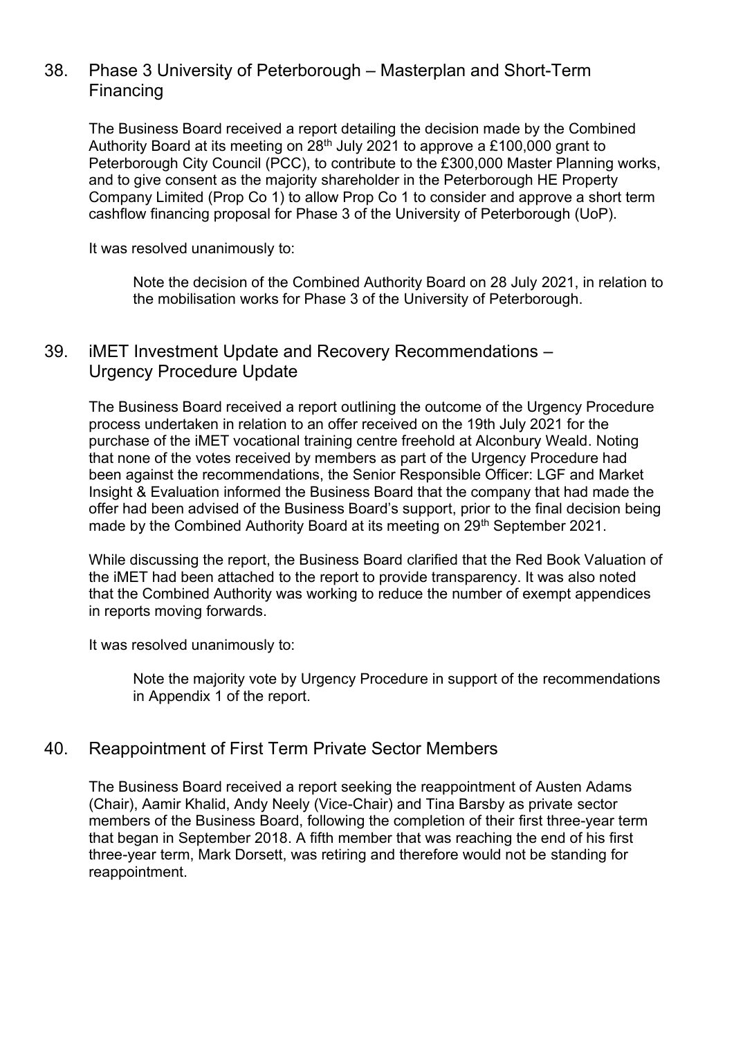## 38. Phase 3 University of Peterborough – Masterplan and Short-Term Financing

The Business Board received a report detailing the decision made by the Combined Authority Board at its meeting on 28th July 2021 to approve a £100,000 grant to Peterborough City Council (PCC), to contribute to the £300,000 Master Planning works, and to give consent as the majority shareholder in the Peterborough HE Property Company Limited (Prop Co 1) to allow Prop Co 1 to consider and approve a short term cashflow financing proposal for Phase 3 of the University of Peterborough (UoP).

It was resolved unanimously to:

> Note the decision of the Combined Authority Board on 28 July 2021, in relation to the mobilisation works for Phase 3 of the University of Peterborough.

## 39. iMET Investment Update and Recovery Recommendations – Urgency Procedure Update

The Business Board received a report outlining the outcome of the Urgency Procedure process undertaken in relation to an offer received on the 19th July 2021 for the purchase of the iMET vocational training centre freehold at Alconbury Weald. Noting that none of the votes received by members as part of the Urgency Procedure had been against the recommendations, the Senior Responsible Officer: LGF and Market Insight & Evaluation informed the Business Board that the company that had made the offer had been advised of the Business Board's support, prior to the final decision being made by the Combined Authority Board at its meeting on 29th September 2021.

While discussing the report, the Business Board clarified that the Red Book Valuation of the iMET had been attached to the report to provide transparency. It was also noted that the Combined Authority was working to reduce the number of exempt appendices in reports moving forwards.

It was resolved unanimously to:

> Note the majority vote by Urgency Procedure in support of the recommendations in Appendix 1 of the report.

## 40. Reappointment of First Term Private Sector Members

The Business Board received a report seeking the reappointment of Austen Adams (Chair), Aamir Khalid, Andy Neely (Vice-Chair) and Tina Barsby as private sector members of the Business Board, following the completion of their first three-year term that began in September 2018. A fifth member that was reaching the end of his first three-year term, Mark Dorsett, was retiring and therefore would not be standing for reappointment.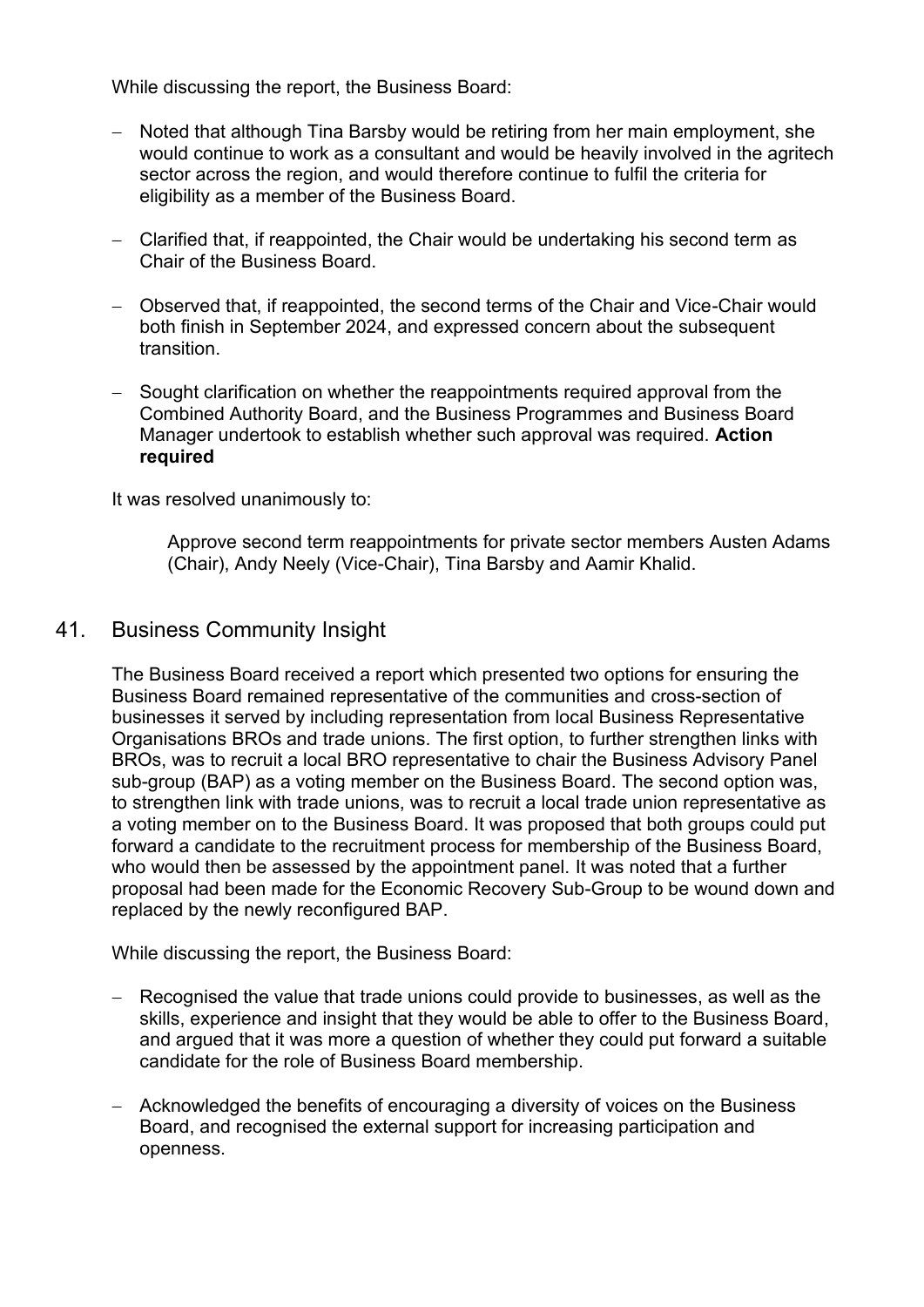While discussing the report, the Business Board:

- Noted that although Tina Barsby would be retiring from her main employment, she would continue to work as a consultant and would be heavily involved in the agritech sector across the region, and would therefore continue to fulfil the criteria for eligibility as a member of the Business Board.

- Clarified that, if reappointed, the Chair would be undertaking his second term as Chair of the Business Board.

- Observed that, if reappointed, the second terms of the Chair and Vice-Chair would both finish in September 2024, and expressed concern about the subsequent transition.

- Sought clarification on whether the reappointments required approval from the Combined Authority Board, and the Business Programmes and Business Board Manager undertook to establish whether such approval was required. **Action required**

It was resolved unanimously to:

> Approve second term reappointments for private sector members Austen Adams (Chair), Andy Neely (Vice-Chair), Tina Barsby and Aamir Khalid.

## 41. Business Community Insight

The Business Board received a report which presented two options for ensuring the Business Board remained representative of the communities and cross-section of businesses it served by including representation from local Business Representative Organisations BROs and trade unions. The first option, to further strengthen links with BROs, was to recruit a local BRO representative to chair the Business Advisory Panel sub-group (BAP) as a voting member on the Business Board. The second option was, to strengthen link with trade unions, was to recruit a local trade union representative as a voting member on to the Business Board. It was proposed that both groups could put forward a candidate to the recruitment process for membership of the Business Board, who would then be assessed by the appointment panel. It was noted that a further proposal had been made for the Economic Recovery Sub-Group to be wound down and replaced by the newly reconfigured BAP.

While discussing the report, the Business Board:

- Recognised the value that trade unions could provide to businesses, as well as the skills, experience and insight that they would be able to offer to the Business Board, and argued that it was more a question of whether they could put forward a suitable candidate for the role of Business Board membership.

- Acknowledged the benefits of encouraging a diversity of voices on the Business Board, and recognised the external support for increasing participation and openness.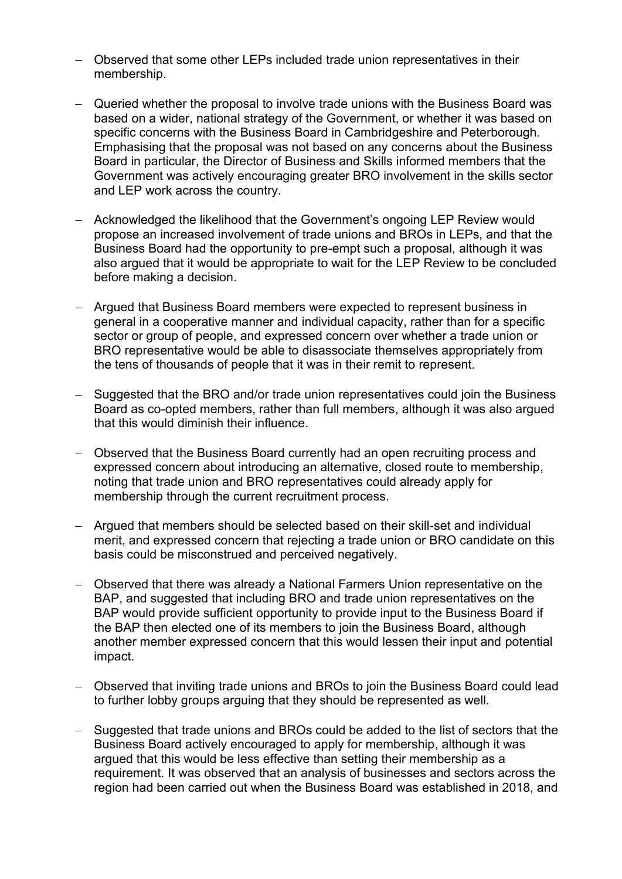- Observed that some other LEPs included trade union representatives in their membership.

- Queried whether the proposal to involve trade unions with the Business Board was based on a wider, national strategy of the Government, or whether it was based on specific concerns with the Business Board in Cambridgeshire and Peterborough. Emphasising that the proposal was not based on any concerns about the Business Board in particular, the Director of Business and Skills informed members that the Government was actively encouraging greater BRO involvement in the skills sector and LEP work across the country.

- Acknowledged the likelihood that the Government's ongoing LEP Review would propose an increased involvement of trade unions and BROs in LEPs, and that the Business Board had the opportunity to pre-empt such a proposal, although it was also argued that it would be appropriate to wait for the LEP Review to be concluded before making a decision.

- Argued that Business Board members were expected to represent business in general in a cooperative manner and individual capacity, rather than for a specific sector or group of people, and expressed concern over whether a trade union or BRO representative would be able to disassociate themselves appropriately from the tens of thousands of people that it was in their remit to represent.

- Suggested that the BRO and/or trade union representatives could join the Business Board as co-opted members, rather than full members, although it was also argued that this would diminish their influence.

- Observed that the Business Board currently had an open recruiting process and expressed concern about introducing an alternative, closed route to membership, noting that trade union and BRO representatives could already apply for membership through the current recruitment process.

- Argued that members should be selected based on their skill-set and individual merit, and expressed concern that rejecting a trade union or BRO candidate on this basis could be misconstrued and perceived negatively.

- Observed that there was already a National Farmers Union representative on the BAP, and suggested that including BRO and trade union representatives on the BAP would provide sufficient opportunity to provide input to the Business Board if the BAP then elected one of its members to join the Business Board, although another member expressed concern that this would lessen their input and potential impact.

- Observed that inviting trade unions and BROs to join the Business Board could lead to further lobby groups arguing that they should be represented as well.

- Suggested that trade unions and BROs could be added to the list of sectors that the Business Board actively encouraged to apply for membership, although it was argued that this would be less effective than setting their membership as a requirement. It was observed that an analysis of businesses and sectors across the region had been carried out when the Business Board was established in 2018, and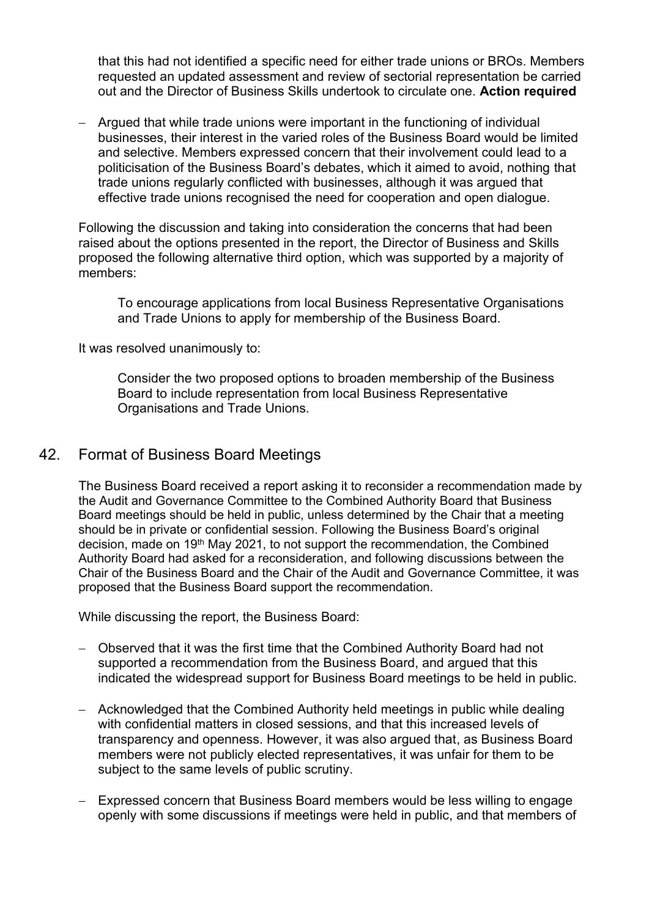that this had not identified a specific need for either trade unions or BROs. Members requested an updated assessment and review of sectorial representation be carried out and the Director of Business Skills undertook to circulate one. **Action required**

- Argued that while trade unions were important in the functioning of individual businesses, their interest in the varied roles of the Business Board would be limited and selective. Members expressed concern that their involvement could lead to a politicisation of the Business Board's debates, which it aimed to avoid, nothing that trade unions regularly conflicted with businesses, although it was argued that effective trade unions recognised the need for cooperation and open dialogue.

Following the discussion and taking into consideration the concerns that had been raised about the options presented in the report, the Director of Business and Skills proposed the following alternative third option, which was supported by a majority of members:

> To encourage applications from local Business Representative Organisations and Trade Unions to apply for membership of the Business Board.

It was resolved unanimously to:

> Consider the two proposed options to broaden membership of the Business Board to include representation from local Business Representative Organisations and Trade Unions.

## 42. Format of Business Board Meetings

The Business Board received a report asking it to reconsider a recommendation made by the Audit and Governance Committee to the Combined Authority Board that Business Board meetings should be held in public, unless determined by the Chair that a meeting should be in private or confidential session. Following the Business Board's original decision, made on 19th May 2021, to not support the recommendation, the Combined Authority Board had asked for a reconsideration, and following discussions between the Chair of the Business Board and the Chair of the Audit and Governance Committee, it was proposed that the Business Board support the recommendation.

While discussing the report, the Business Board:

- Observed that it was the first time that the Combined Authority Board had not supported a recommendation from the Business Board, and argued that this indicated the widespread support for Business Board meetings to be held in public.

- Acknowledged that the Combined Authority held meetings in public while dealing with confidential matters in closed sessions, and that this increased levels of transparency and openness. However, it was also argued that, as Business Board members were not publicly elected representatives, it was unfair for them to be subject to the same levels of public scrutiny.

- Expressed concern that Business Board members would be less willing to engage openly with some discussions if meetings were held in public, and that members of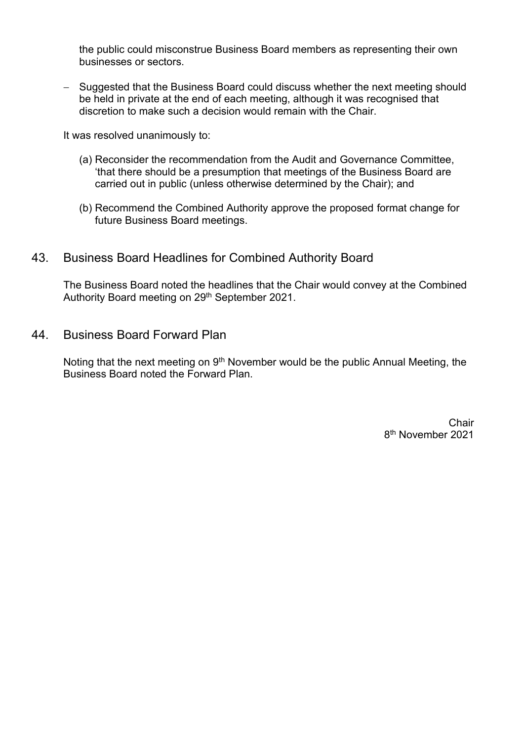the public could misconstrue Business Board members as representing their own businesses or sectors.

- Suggested that the Business Board could discuss whether the next meeting should be held in private at the end of each meeting, although it was recognised that discretion to make such a decision would remain with the Chair.

It was resolved unanimously to:

(a) Reconsider the recommendation from the Audit and Governance Committee, 'that there should be a presumption that meetings of the Business Board are carried out in public (unless otherwise determined by the Chair); and

(b) Recommend the Combined Authority approve the proposed format change for future Business Board meetings.

## 43. Business Board Headlines for Combined Authority Board

The Business Board noted the headlines that the Chair would convey at the Combined Authority Board meeting on 29th September 2021.

## 44. Business Board Forward Plan

Noting that the next meeting on 9th November would be the public Annual Meeting, the Business Board noted the Forward Plan.

Chair
8th November 2021